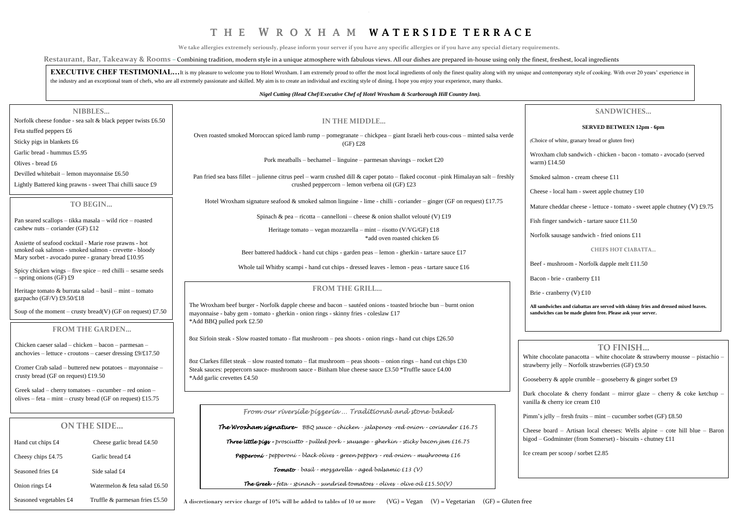# THE WROXHAM **WATERSIDE TERRACE**

We take allergies extremely seriously, please inform your server if you have any specific allergies or if you have any special dietary requirements.

**Restaurant, Bar, Takeaway & Rooms** – Combining tradition, modern style in a unique atmosphere with fabulous views. All our dishes are prepared in-house using only the finest, freshest, local ingredients

**EXECUTIVE CHEF TESTIMONIAL…** It is my pleasure to welcome you to Hotel Wroxham. I am extremely proud to offer the most local ingredients of only the finest quality along with my unique and contemporary style of cooking. With over 20 years' experience in the industry and an exceptional team of chefs, who are all extremely passionate and skilled. My aim is to create an individual and exciting style of dining. I hope you enjoy your experience, many thanks.

***Nigel Cutting (Head Chef/Executive Chef of Hotel Wroxham & Scarborough Hill Country Inn).***

## NIBBLES…

Norfolk cheese fondue - sea salt & black pepper twists £6.50

Feta stuffed peppers £6

Sticky pigs in blankets £6

Garlic bread - hummus £5.95

Olives - bread £6

Devilled whitebait – lemon mayonnaise £6.50

Lightly Battered king prawns - sweet Thai chilli sauce £9

## TO BEGIN…

Pan seared scallops – tikka masala – wild rice – roasted cashew nuts – coriander (GF) £12

Assiette of seafood cocktail - Marie rose prawns - hot smoked oak salmon - smoked salmon - crevette - bloody Mary sorbet - avocado puree - granary bread £10.95

Spicy chicken wings – five spice – red chilli – sesame seeds – spring onions (GF) £9

Heritage tomato & burrata salad – basil – mint – tomato gazpacho (GF/V) £9.50/£18

Soup of the moment – crusty bread(V) (GF on request) £7.50

## FROM THE GARDEN…

Chicken caeser salad – chicken – bacon – parmesan – anchovies – lettuce - croutons – caeser dressing £9/£17.50

Cromer Crab salad – buttered new potatoes – mayonnaise – crusty bread (GF on request) £19.50

Greek salad – cherry tomatoes – cucumber – red onion – olives – feta – mint – crusty bread (GF on request) £15.75

## ON THE SIDE…

| | |
|---|---|
| Hand cut chips £4 | Cheese garlic bread £4.50 |
| Cheesy chips £4.75 | Garlic bread £4 |
| Seasoned fries £4 | Side salad £4 |
| Onion rings £4 | Watermelon & feta salad £6.50 |
| Seasoned vegetables £4 | Truffle & parmesan fries £5.50 |

## IN THE MIDDLE…

Oven roasted smoked Moroccan spiced lamb rump – pomegranate – chickpea – giant Israeli herb cous-cous – minted salsa verde (GF) £28

Pork meatballs – bechamel – linguine – parmesan shavings – rocket £20

Pan fried sea bass fillet – julienne citrus peel – warm crushed dill & caper potato – flaked coconut –pink Himalayan salt – freshly crushed peppercorn – lemon verbena oil (GF) £23

Hotel Wroxham signature seafood & smoked salmon linguine - lime - chilli - coriander – ginger (GF on request) £17.75

Spinach & pea – ricotta – cannelloni – cheese & onion shallot velouté (V) £19

Heritage tomato – vegan mozzarella – mint – risotto (V/VG/GF) £18
*add oven roasted chicken £6

Beer battered haddock - hand cut chips - garden peas – lemon - gherkin - tartare sauce £17

Whole tail Whitby scampi - hand cut chips - dressed leaves - lemon - peas - tartare sauce £16

## FROM THE GRILL…

The Wroxham beef burger - Norfolk dapple cheese and bacon – sautéed onions - toasted brioche bun – burnt onion mayonnaise - baby gem - tomato - gherkin - onion rings - skinny fries - coleslaw £17
*Add BBQ pulled pork £2.50

8oz Sirloin steak - Slow roasted tomato - flat mushroom – pea shoots - onion rings - hand cut chips £26.50

8oz Clarkes fillet steak – slow roasted tomato – flat mushroom – peas shoots – onion rings – hand cut chips £30
Steak sauces: peppercorn sauce- mushroom sauce - Binham blue cheese sauce £3.50 *Truffle sauce £4.00
*Add garlic crevettes £4.50

## *From our riverside pizzeria … Traditional and stone baked*

***The Wroxham signature*** *- BBQ sauce - chicken - jalapenos -red onion - coriander £16.75*

***Three little pigs*** *- prosciutto - pulled pork - sausage - gherkin - sticky bacon jam £16.75*

***Pepperoni*** *- pepperoni - black olives - green peppers - red onion - mushrooms £16*

***Tomato*** *- basil - mozzarella - aged balsamic £13 (V)*

***The Greek*** *- feta - spinach - sundried tomatoes - olives - olive oil £15.50(V)*

## SANDWICHES…

**SERVED BETWEEN 12pm - 6pm**

(Choice of white, granary bread or gluten free)

Wroxham club sandwich - chicken - bacon - tomato - avocado (served warm) £14.50

Smoked salmon - cream cheese £11

Cheese - local ham - sweet apple chutney £10

Mature cheddar cheese - lettuce - tomato - sweet apple chutney (V) £9.75

Fish finger sandwich - tartare sauce £11.50

Norfolk sausage sandwich - fried onions £11

### CHEFS HOT CIABATTA…

Beef - mushroom - Norfolk dapple melt £11.50

Bacon - brie - cranberry £11

Brie - cranberry (V) £10

**All sandwiches and ciabattas are served with skinny fries and dressed mixed leaves. sandwiches can be made gluten free. Please ask your server.**

## TO FINISH…

White chocolate panacotta – white chocolate & strawberry mousse – pistachio – strawberry jelly – Norfolk strawberries (GF) £9.50

Gooseberry & apple crumble – gooseberry & ginger sorbet £9

Dark chocolate & cherry fondant – mirror glaze – cherry & coke ketchup – vanilla & cherry ice cream £10

Pimm's jelly – fresh fruits – mint – cucumber sorbet (GF) £8.50

Cheese board – Artisan local cheeses: Wells alpine – cote hill blue – Baron bigod – Godminster (from Somerset) - biscuits - chutney £11

Ice cream per scoop / sorbet £2.85

A discretionary service charge of 10% will be added to tables of 10 or more (VG) = Vegan (V) = Vegetarian (GF) = Gluten free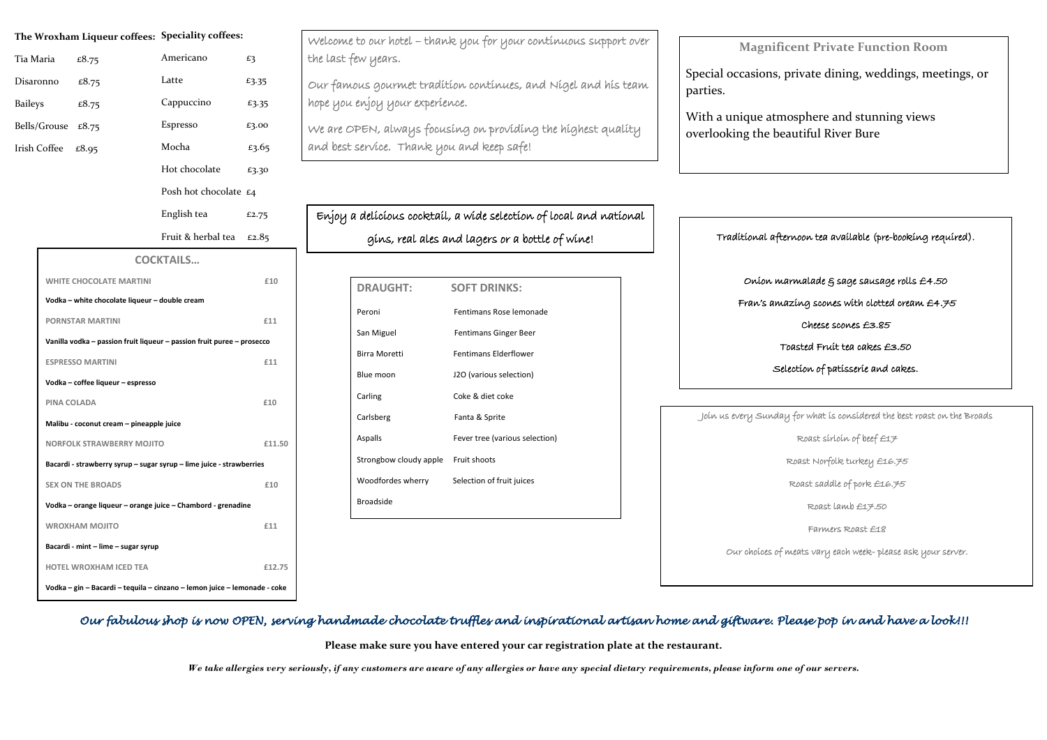## The Wroxham Liqueur coffees:

| | |
|---|---|
| Tia Maria | £8.75 |
| Disaronno | £8.75 |
| Baileys | £8.75 |
| Bells/Grouse | £8.75 |
| Irish Coffee | £8.95 |

## Speciality coffees:

| | |
|---|---|
| Americano | £3 |
| Latte | £3.35 |
| Cappuccino | £3.35 |
| Espresso | £3.00 |
| Mocha | £3.65 |
| Hot chocolate | £3.30 |
| Posh hot chocolate | £4 |
| English tea | £2.75 |
| Fruit & herbal tea | £2.85 |

## COCKTAILS…

**WHITE CHOCOLATE MARTINI** £10
**Vodka – white chocolate liqueur – double cream**

**PORNSTAR MARTINI** £11
**Vanilla vodka – passion fruit liqueur – passion fruit puree – prosecco**

**ESPRESSO MARTINI** £11
**Vodka – coffee liqueur – espresso**

**PINA COLADA** £10
**Malibu - coconut cream – pineapple juice**

**NORFOLK STRAWBERRY MOJITO** £11.50
**Bacardi - strawberry syrup – sugar syrup – lime juice - strawberries**

**SEX ON THE BROADS** £10
**Vodka – orange liqueur – orange juice – Chambord - grenadine**

**WROXHAM MOJITO** £11
**Bacardi - mint – lime – sugar syrup**

**HOTEL WROXHAM ICED TEA** £12.75
**Vodka – gin – Bacardi – tequila – cinzano – lemon juice – lemonade - coke**

Welcome to our hotel – thank you for your continuous support over the last few years.

Our famous gourmet tradition continues, and Nigel and his team hope you enjoy your experience.

We are OPEN, always focusing on providing the highest quality and best service. Thank you and keep safe!

Enjoy a delicious cocktail, a wide selection of local and national gins, real ales and lagers or a bottle of wine!

| DRAUGHT: | SOFT DRINKS: |
|---|---|
| Peroni | Fentimans Rose lemonade |
| San Miguel | Fentimans Ginger Beer |
| Birra Moretti | Fentimans Elderflower |
| Blue moon | J2O (various selection) |
| Carling | Coke & diet coke |
| Carlsberg | Fanta & Sprite |
| Aspalls | Fever tree (various selection) |
| Strongbow cloudy apple | Fruit shoots |
| Woodfordes wherry | Selection of fruit juices |
| Broadside | |

## Magnificent Private Function Room

Special occasions, private dining, weddings, meetings, or parties.

With a unique atmosphere and stunning views overlooking the beautiful River Bure

Traditional afternoon tea available (pre-booking required).

Onion marmalade & sage sausage rolls £4.50

Fran's amazing scones with clotted cream £4.75

Cheese scones £3.85

Toasted Fruit tea cakes £3.50

Selection of patisserie and cakes.

Join us every Sunday for what is considered the best roast on the Broads

Roast sirloin of beef £17

Roast Norfolk turkey £16.75

Roast saddle of pork £16.75

Roast lamb £17.50

Farmers Roast £18

Our choices of meats vary each week- please ask your server.

*Our fabulous shop is now OPEN, serving handmade chocolate truffles and inspirational artisan home and giftware. Please pop in and have a look!!!*

**Please make sure you have entered your car registration plate at the restaurant.**

***We take allergies very seriously, if any customers are aware of any allergies or have any special dietary requirements, please inform one of our servers.***